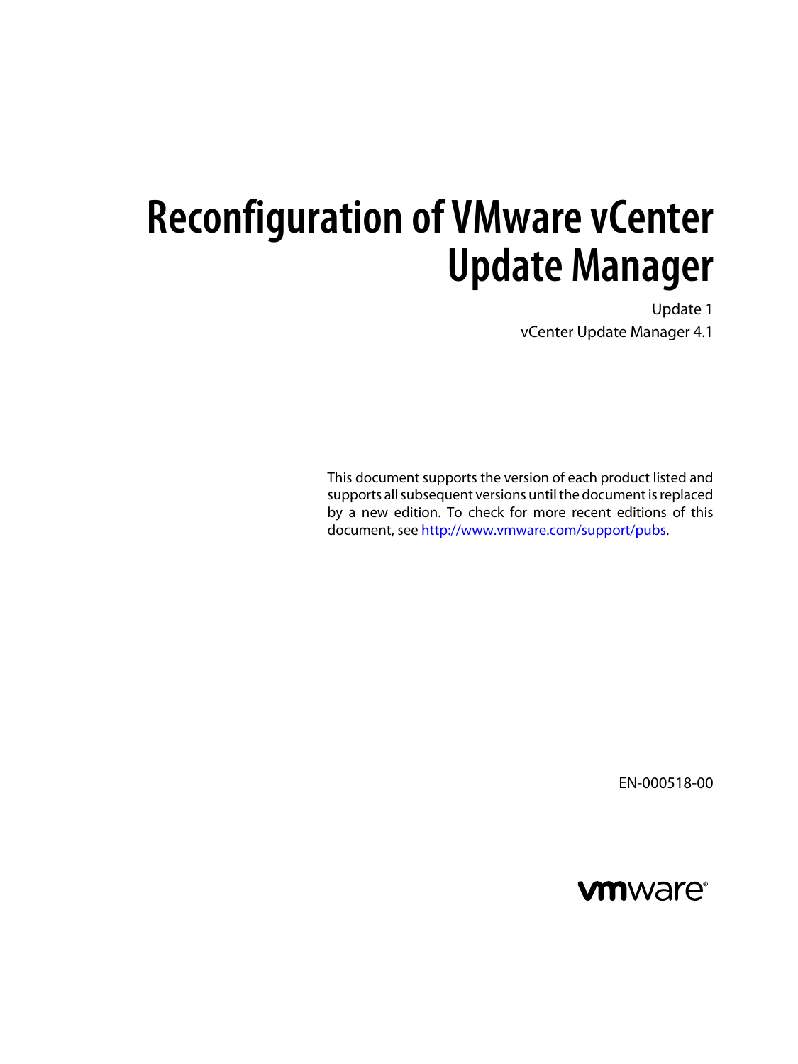# Reconfiguration of VMware vCenter Update Manager

Update 1

vCenter Update Manager 4.1

This document supports the version of each product listed and supports all subsequent versions until the document is replaced by a new edition. To check for more recent editions of this document, see http://www.vmware.com/support/pubs.

EN-000518-00

vmware®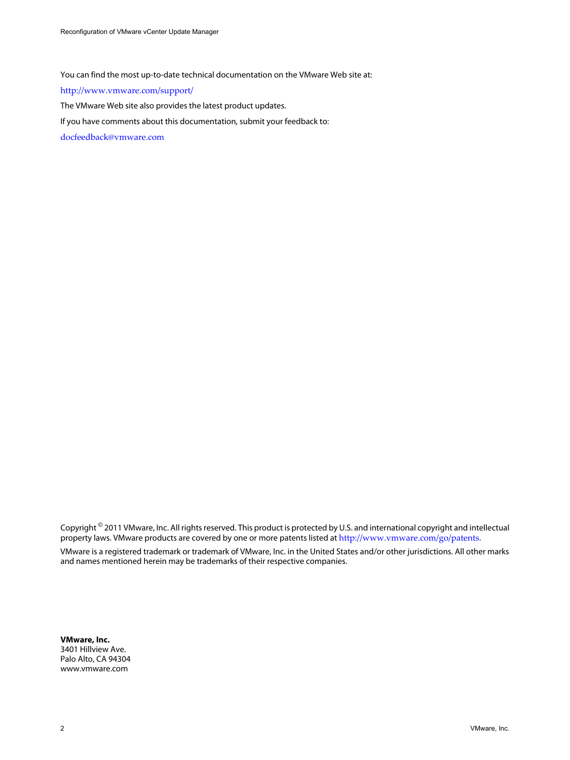You can find the most up-to-date technical documentation on the VMware Web site at:

http://www.vmware.com/support/

The VMware Web site also provides the latest product updates.

If you have comments about this documentation, submit your feedback to:

docfeedback@vmware.com

Copyright © 2011 VMware, Inc. All rights reserved. This product is protected by U.S. and international copyright and intellectual property laws. VMware products are covered by one or more patents listed at http://www.vmware.com/go/patents.

VMware is a registered trademark or trademark of VMware, Inc. in the United States and/or other jurisdictions. All other marks and names mentioned herein may be trademarks of their respective companies.

**VMware, Inc.**
3401 Hillview Ave.
Palo Alto, CA 94304
www.vmware.com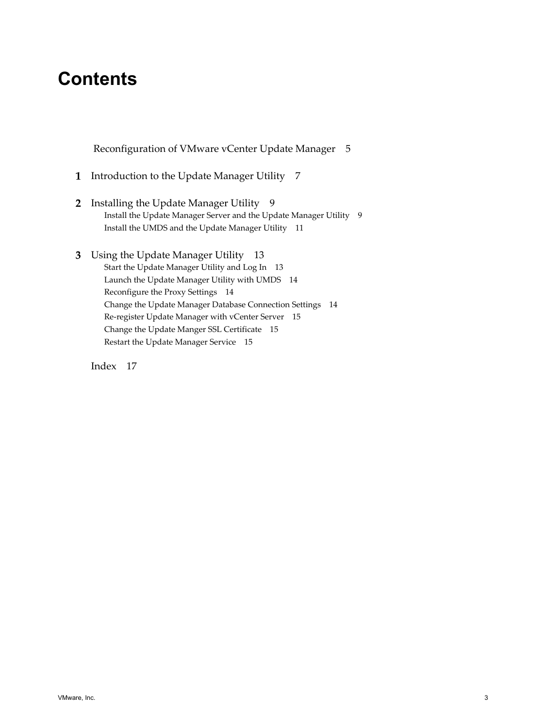# Contents

Reconfiguration of VMware vCenter Update Manager 5

**1** Introduction to the Update Manager Utility 7

**2** Installing the Update Manager Utility 9

- Install the Update Manager Server and the Update Manager Utility 9
- Install the UMDS and the Update Manager Utility 11

**3** Using the Update Manager Utility 13

- Start the Update Manager Utility and Log In 13
- Launch the Update Manager Utility with UMDS 14
- Reconfigure the Proxy Settings 14
- Change the Update Manager Database Connection Settings 14
- Re-register Update Manager with vCenter Server 15
- Change the Update Manger SSL Certificate 15
- Restart the Update Manager Service 15

Index 17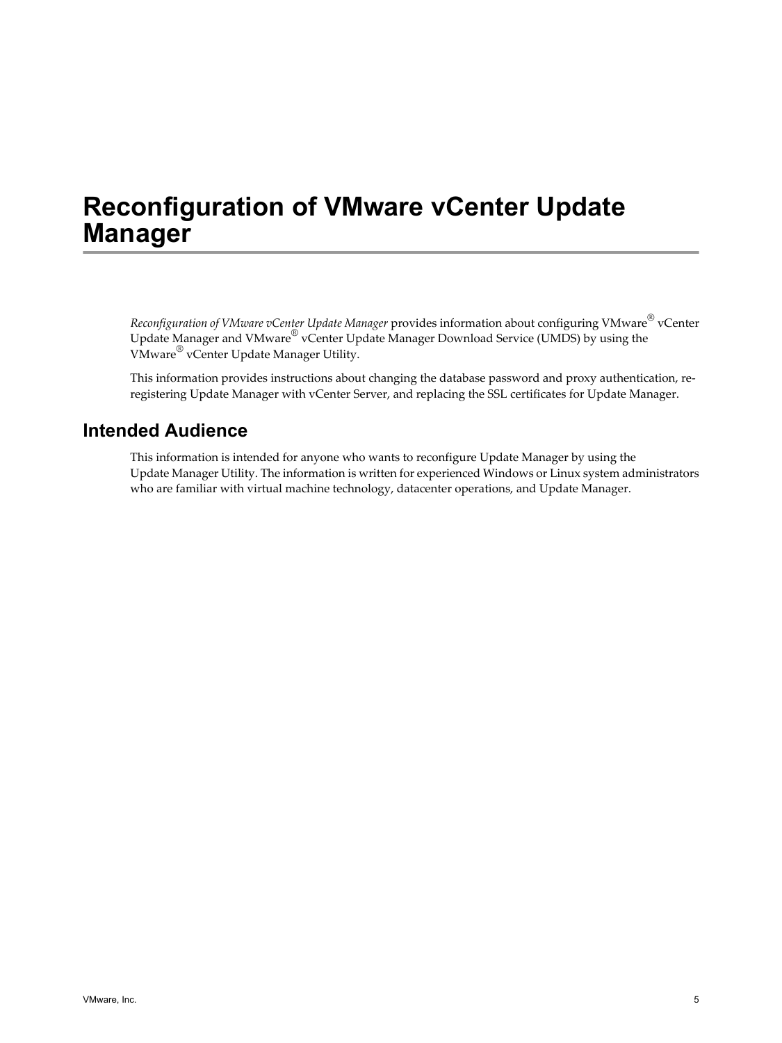# Reconfiguration of VMware vCenter Update Manager

*Reconfiguration of VMware vCenter Update Manager* provides information about configuring VMware® vCenter Update Manager and VMware® vCenter Update Manager Download Service (UMDS) by using the VMware® vCenter Update Manager Utility.

This information provides instructions about changing the database password and proxy authentication, re-registering Update Manager with vCenter Server, and replacing the SSL certificates for Update Manager.

## Intended Audience

This information is intended for anyone who wants to reconfigure Update Manager by using the Update Manager Utility. The information is written for experienced Windows or Linux system administrators who are familiar with virtual machine technology, datacenter operations, and Update Manager.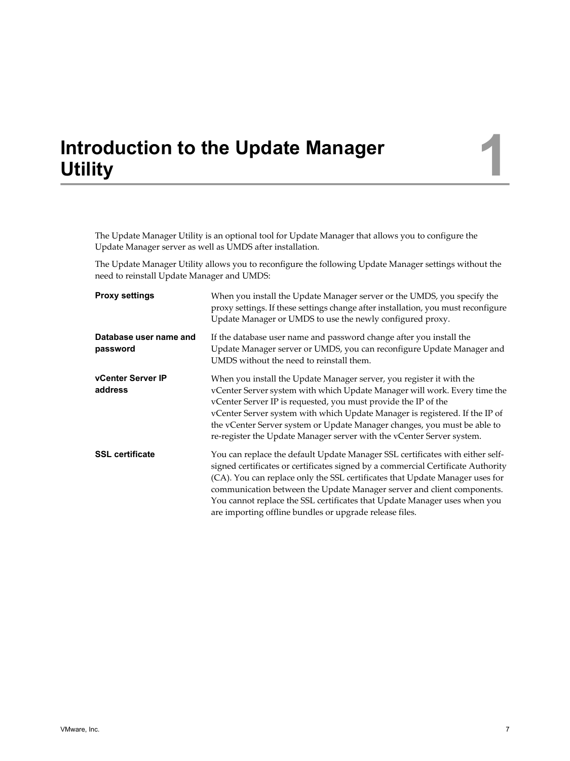# Introduction to the Update Manager Utility

The Update Manager Utility is an optional tool for Update Manager that allows you to configure the Update Manager server as well as UMDS after installation.

The Update Manager Utility allows you to reconfigure the following Update Manager settings without the need to reinstall Update Manager and UMDS:

**Proxy settings**

When you install the Update Manager server or the UMDS, you specify the proxy settings. If these settings change after installation, you must reconfigure Update Manager or UMDS to use the newly configured proxy.

**Database user name and password**

If the database user name and password change after you install the Update Manager server or UMDS, you can reconfigure Update Manager and UMDS without the need to reinstall them.

**vCenter Server IP address**

When you install the Update Manager server, you register it with the vCenter Server system with which Update Manager will work. Every time the vCenter Server IP is requested, you must provide the IP of the vCenter Server system with which Update Manager is registered. If the IP of the vCenter Server system or Update Manager changes, you must be able to re-register the Update Manager server with the vCenter Server system.

**SSL certificate**

You can replace the default Update Manager SSL certificates with either self-signed certificates or certificates signed by a commercial Certificate Authority (CA). You can replace only the SSL certificates that Update Manager uses for communication between the Update Manager server and client components. You cannot replace the SSL certificates that Update Manager uses when you are importing offline bundles or upgrade release files.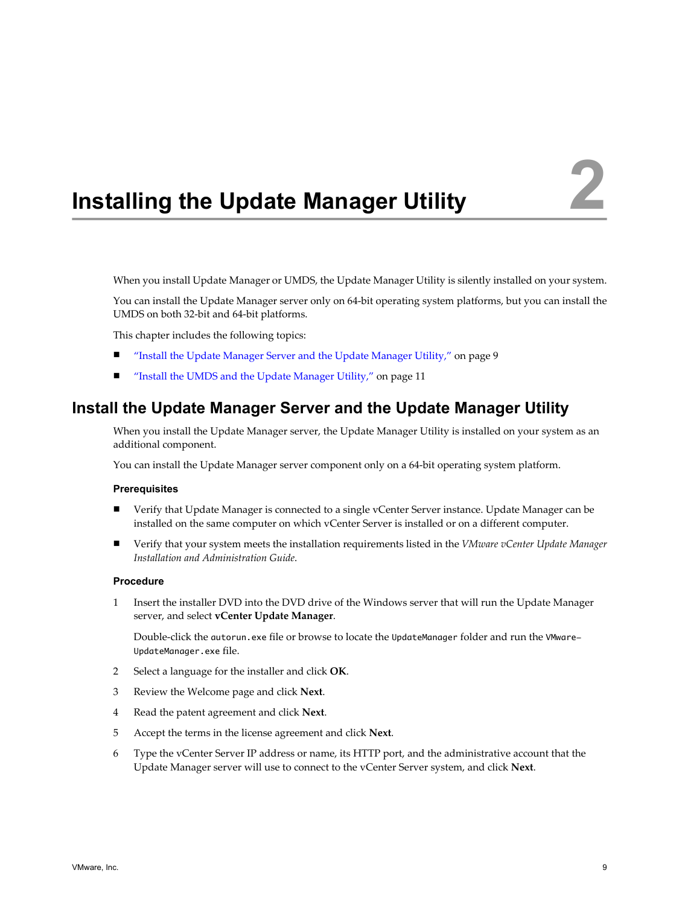# 2 Installing the Update Manager Utility

When you install Update Manager or UMDS, the Update Manager Utility is silently installed on your system.

You can install the Update Manager server only on 64-bit operating system platforms, but you can install the UMDS on both 32-bit and 64-bit platforms.

This chapter includes the following topics:

- "Install the Update Manager Server and the Update Manager Utility," on page 9
- "Install the UMDS and the Update Manager Utility," on page 11

## Install the Update Manager Server and the Update Manager Utility

When you install the Update Manager server, the Update Manager Utility is installed on your system as an additional component.

You can install the Update Manager server component only on a 64-bit operating system platform.

### Prerequisites

- Verify that Update Manager is connected to a single vCenter Server instance. Update Manager can be installed on the same computer on which vCenter Server is installed or on a different computer.
- Verify that your system meets the installation requirements listed in the *VMware vCenter Update Manager Installation and Administration Guide*.

### Procedure

1. Insert the installer DVD into the DVD drive of the Windows server that will run the Update Manager server, and select **vCenter Update Manager**.

   Double-click the `autorun.exe` file or browse to locate the `UpdateManager` folder and run the `VMware-UpdateManager.exe` file.

2. Select a language for the installer and click **OK**.
3. Review the Welcome page and click **Next**.
4. Read the patent agreement and click **Next**.
5. Accept the terms in the license agreement and click **Next**.
6. Type the vCenter Server IP address or name, its HTTP port, and the administrative account that the Update Manager server will use to connect to the vCenter Server system, and click **Next**.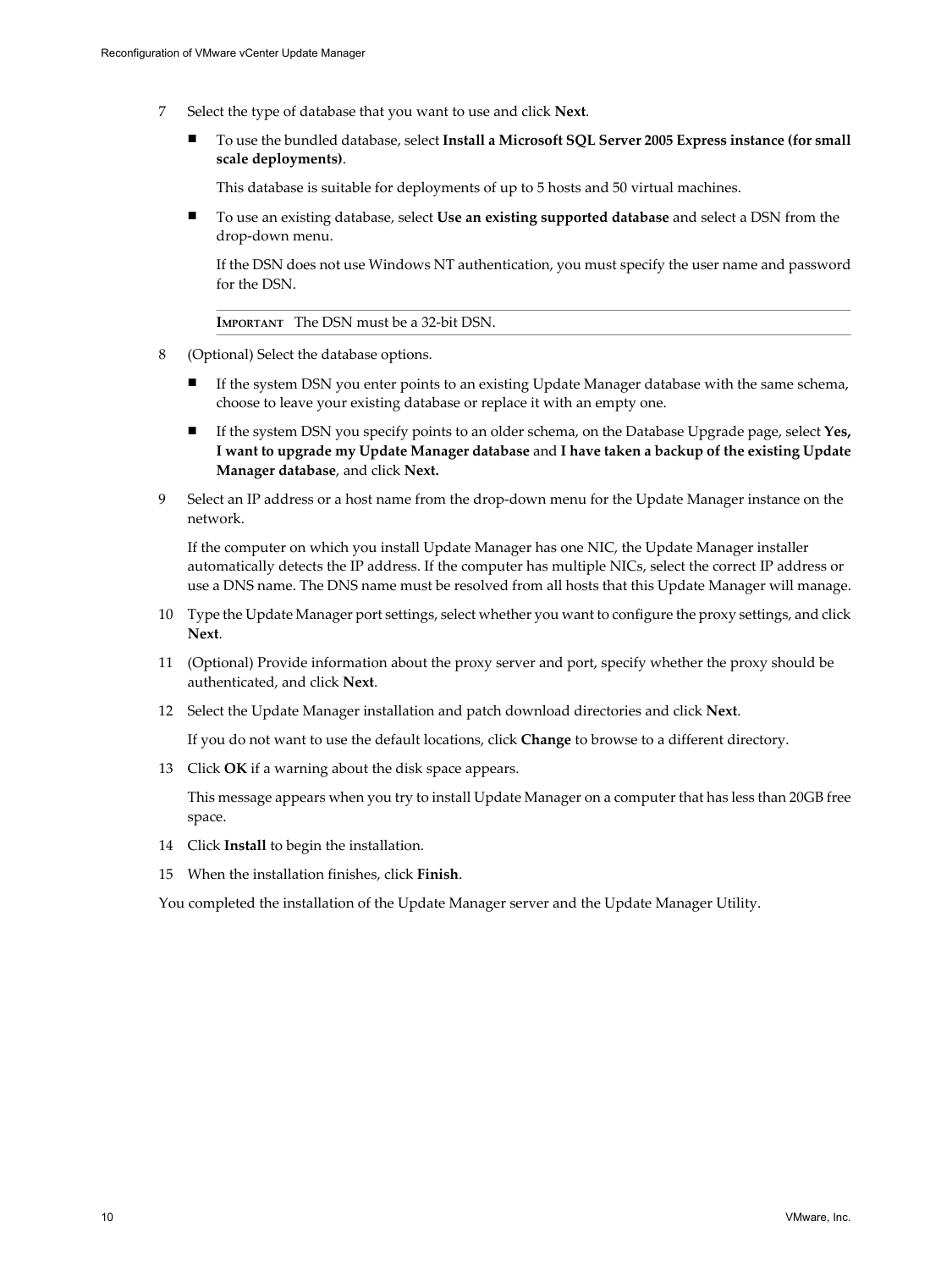7. Select the type of database that you want to use and click **Next**.

   - To use the bundled database, select **Install a Microsoft SQL Server 2005 Express instance (for small scale deployments)**.

     This database is suitable for deployments of up to 5 hosts and 50 virtual machines.

   - To use an existing database, select **Use an existing supported database** and select a DSN from the drop-down menu.

     If the DSN does not use Windows NT authentication, you must specify the user name and password for the DSN.

   **IMPORTANT** The DSN must be a 32-bit DSN.

8. (Optional) Select the database options.

   - If the system DSN you enter points to an existing Update Manager database with the same schema, choose to leave your existing database or replace it with an empty one.
   - If the system DSN you specify points to an older schema, on the Database Upgrade page, select **Yes, I want to upgrade my Update Manager database** and **I have taken a backup of the existing Update Manager database**, and click **Next.**

9. Select an IP address or a host name from the drop-down menu for the Update Manager instance on the network.

   If the computer on which you install Update Manager has one NIC, the Update Manager installer automatically detects the IP address. If the computer has multiple NICs, select the correct IP address or use a DNS name. The DNS name must be resolved from all hosts that this Update Manager will manage.

10. Type the Update Manager port settings, select whether you want to configure the proxy settings, and click **Next**.

11. (Optional) Provide information about the proxy server and port, specify whether the proxy should be authenticated, and click **Next**.

12. Select the Update Manager installation and patch download directories and click **Next**.

    If you do not want to use the default locations, click **Change** to browse to a different directory.

13. Click **OK** if a warning about the disk space appears.

    This message appears when you try to install Update Manager on a computer that has less than 20GB free space.

14. Click **Install** to begin the installation.

15. When the installation finishes, click **Finish**.

You completed the installation of the Update Manager server and the Update Manager Utility.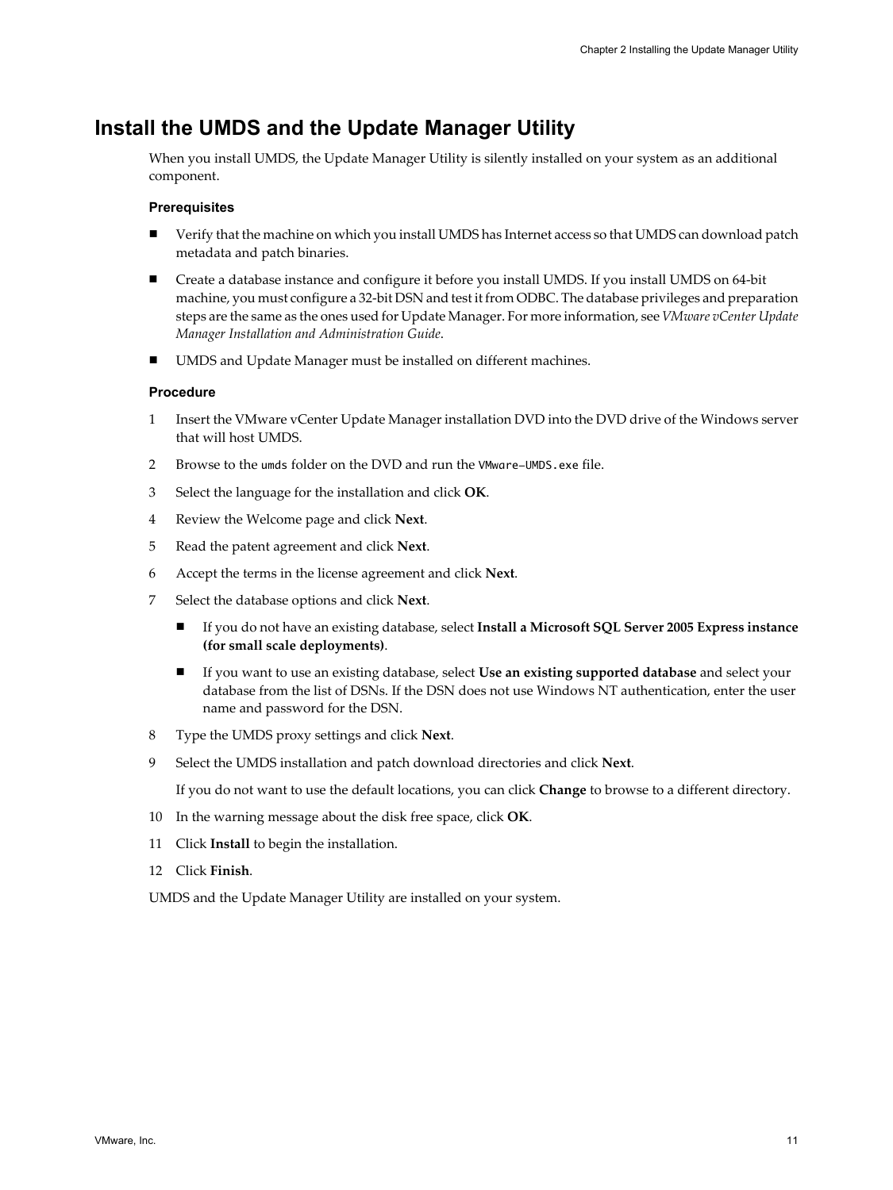# Install the UMDS and the Update Manager Utility

When you install UMDS, the Update Manager Utility is silently installed on your system as an additional component.

### Prerequisites

- Verify that the machine on which you install UMDS has Internet access so that UMDS can download patch metadata and patch binaries.
- Create a database instance and configure it before you install UMDS. If you install UMDS on 64-bit machine, you must configure a 32-bit DSN and test it from ODBC. The database privileges and preparation steps are the same as the ones used for Update Manager. For more information, see *VMware vCenter Update Manager Installation and Administration Guide*.
- UMDS and Update Manager must be installed on different machines.

### Procedure

1. Insert the VMware vCenter Update Manager installation DVD into the DVD drive of the Windows server that will host UMDS.
2. Browse to the `umds` folder on the DVD and run the `VMware-UMDS.exe` file.
3. Select the language for the installation and click **OK**.
4. Review the Welcome page and click **Next**.
5. Read the patent agreement and click **Next**.
6. Accept the terms in the license agreement and click **Next**.
7. Select the database options and click **Next**.
   - If you do not have an existing database, select **Install a Microsoft SQL Server 2005 Express instance (for small scale deployments)**.
   - If you want to use an existing database, select **Use an existing supported database** and select your database from the list of DSNs. If the DSN does not use Windows NT authentication, enter the user name and password for the DSN.
8. Type the UMDS proxy settings and click **Next**.
9. Select the UMDS installation and patch download directories and click **Next**.

   If you do not want to use the default locations, you can click **Change** to browse to a different directory.
10. In the warning message about the disk free space, click **OK**.
11. Click **Install** to begin the installation.
12. Click **Finish**.

UMDS and the Update Manager Utility are installed on your system.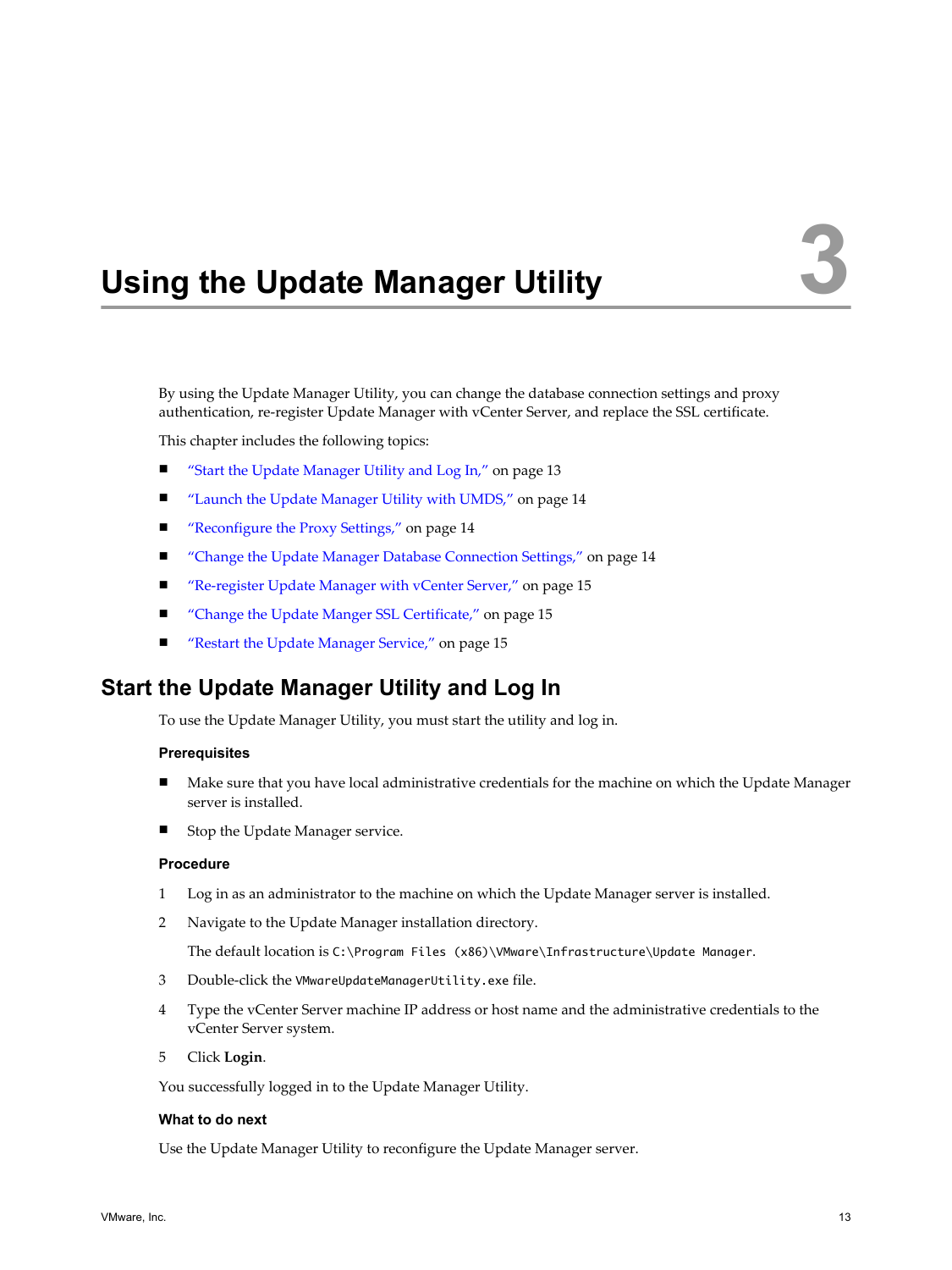# 3 Using the Update Manager Utility

By using the Update Manager Utility, you can change the database connection settings and proxy authentication, re-register Update Manager with vCenter Server, and replace the SSL certificate.

This chapter includes the following topics:

- "Start the Update Manager Utility and Log In," on page 13
- "Launch the Update Manager Utility with UMDS," on page 14
- "Reconfigure the Proxy Settings," on page 14
- "Change the Update Manager Database Connection Settings," on page 14
- "Re-register Update Manager with vCenter Server," on page 15
- "Change the Update Manger SSL Certificate," on page 15
- "Restart the Update Manager Service," on page 15

## Start the Update Manager Utility and Log In

To use the Update Manager Utility, you must start the utility and log in.

### Prerequisites

- Make sure that you have local administrative credentials for the machine on which the Update Manager server is installed.
- Stop the Update Manager service.

### Procedure

1. Log in as an administrator to the machine on which the Update Manager server is installed.
2. Navigate to the Update Manager installation directory.

   The default location is `C:\Program Files (x86)\VMware\Infrastructure\Update Manager`.
3. Double-click the `VMwareUpdateManagerUtility.exe` file.
4. Type the vCenter Server machine IP address or host name and the administrative credentials to the vCenter Server system.
5. Click **Login**.

You successfully logged in to the Update Manager Utility.

### What to do next

Use the Update Manager Utility to reconfigure the Update Manager server.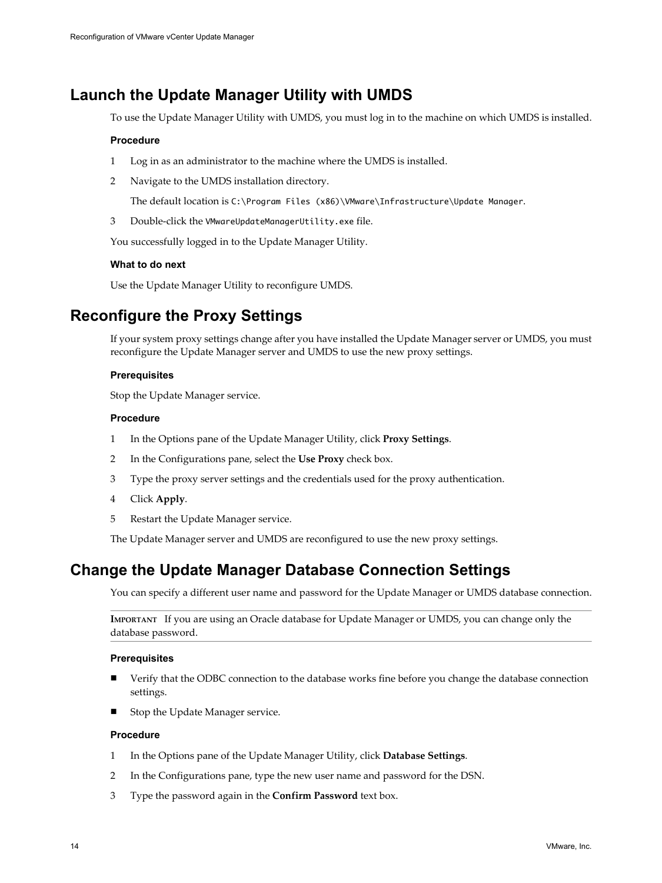## Launch the Update Manager Utility with UMDS

To use the Update Manager Utility with UMDS, you must log in to the machine on which UMDS is installed.

#### Procedure

1. Log in as an administrator to the machine where the UMDS is installed.
2. Navigate to the UMDS installation directory.

   The default location is `C:\Program Files (x86)\VMware\Infrastructure\Update Manager`.

3. Double-click the `VMwareUpdateManagerUtility.exe` file.

You successfully logged in to the Update Manager Utility.

#### What to do next

Use the Update Manager Utility to reconfigure UMDS.

## Reconfigure the Proxy Settings

If your system proxy settings change after you have installed the Update Manager server or UMDS, you must reconfigure the Update Manager server and UMDS to use the new proxy settings.

#### Prerequisites

Stop the Update Manager service.

#### Procedure

1. In the Options pane of the Update Manager Utility, click **Proxy Settings**.
2. In the Configurations pane, select the **Use Proxy** check box.
3. Type the proxy server settings and the credentials used for the proxy authentication.
4. Click **Apply**.
5. Restart the Update Manager service.

The Update Manager server and UMDS are reconfigured to use the new proxy settings.

## Change the Update Manager Database Connection Settings

You can specify a different user name and password for the Update Manager or UMDS database connection.

---

**IMPORTANT** If you are using an Oracle database for Update Manager or UMDS, you can change only the database password.

---

#### Prerequisites

- Verify that the ODBC connection to the database works fine before you change the database connection settings.
- Stop the Update Manager service.

#### Procedure

1. In the Options pane of the Update Manager Utility, click **Database Settings**.
2. In the Configurations pane, type the new user name and password for the DSN.
3. Type the password again in the **Confirm Password** text box.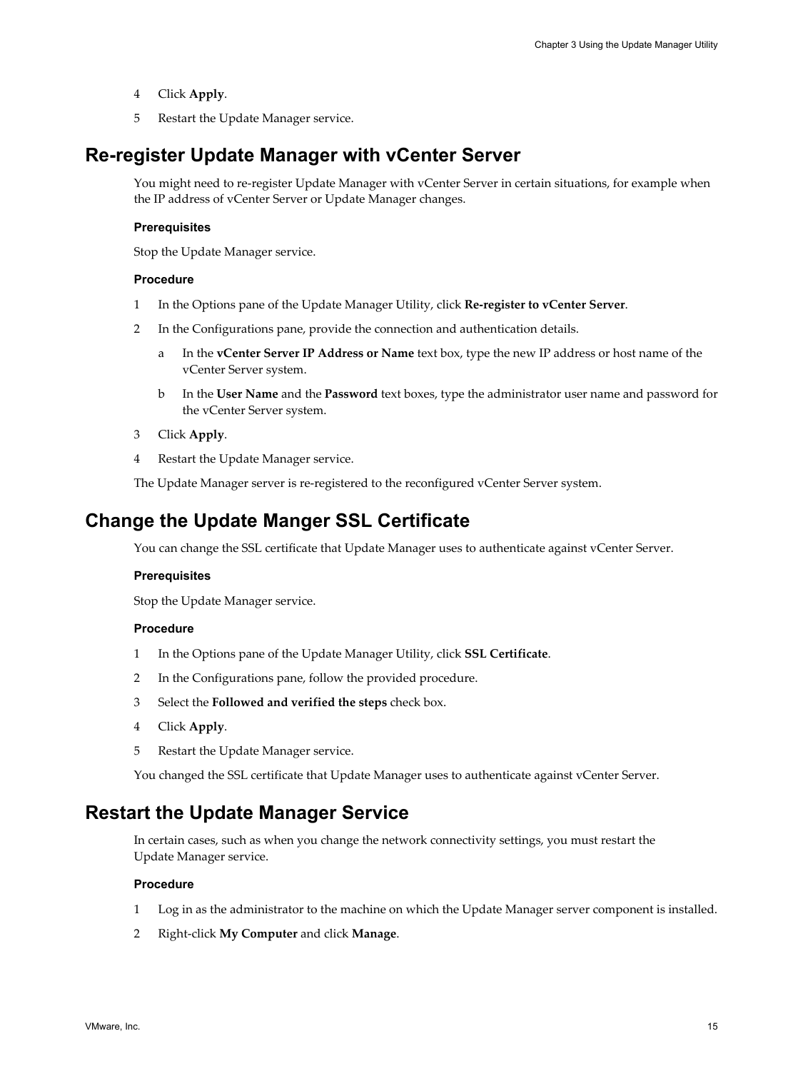4 Click **Apply**.

5 Restart the Update Manager service.

## Re-register Update Manager with vCenter Server

You might need to re-register Update Manager with vCenter Server in certain situations, for example when the IP address of vCenter Server or Update Manager changes.

### Prerequisites

Stop the Update Manager service.

### Procedure

1 In the Options pane of the Update Manager Utility, click **Re-register to vCenter Server**.

2 In the Configurations pane, provide the connection and authentication details.

   a In the **vCenter Server IP Address or Name** text box, type the new IP address or host name of the vCenter Server system.

   b In the **User Name** and the **Password** text boxes, type the administrator user name and password for the vCenter Server system.

3 Click **Apply**.

4 Restart the Update Manager service.

The Update Manager server is re-registered to the reconfigured vCenter Server system.

## Change the Update Manger SSL Certificate

You can change the SSL certificate that Update Manager uses to authenticate against vCenter Server.

### Prerequisites

Stop the Update Manager service.

### Procedure

1 In the Options pane of the Update Manager Utility, click **SSL Certificate**.

2 In the Configurations pane, follow the provided procedure.

3 Select the **Followed and verified the steps** check box.

4 Click **Apply**.

5 Restart the Update Manager service.

You changed the SSL certificate that Update Manager uses to authenticate against vCenter Server.

## Restart the Update Manager Service

In certain cases, such as when you change the network connectivity settings, you must restart the Update Manager service.

### Procedure

1 Log in as the administrator to the machine on which the Update Manager server component is installed.

2 Right-click **My Computer** and click **Manage**.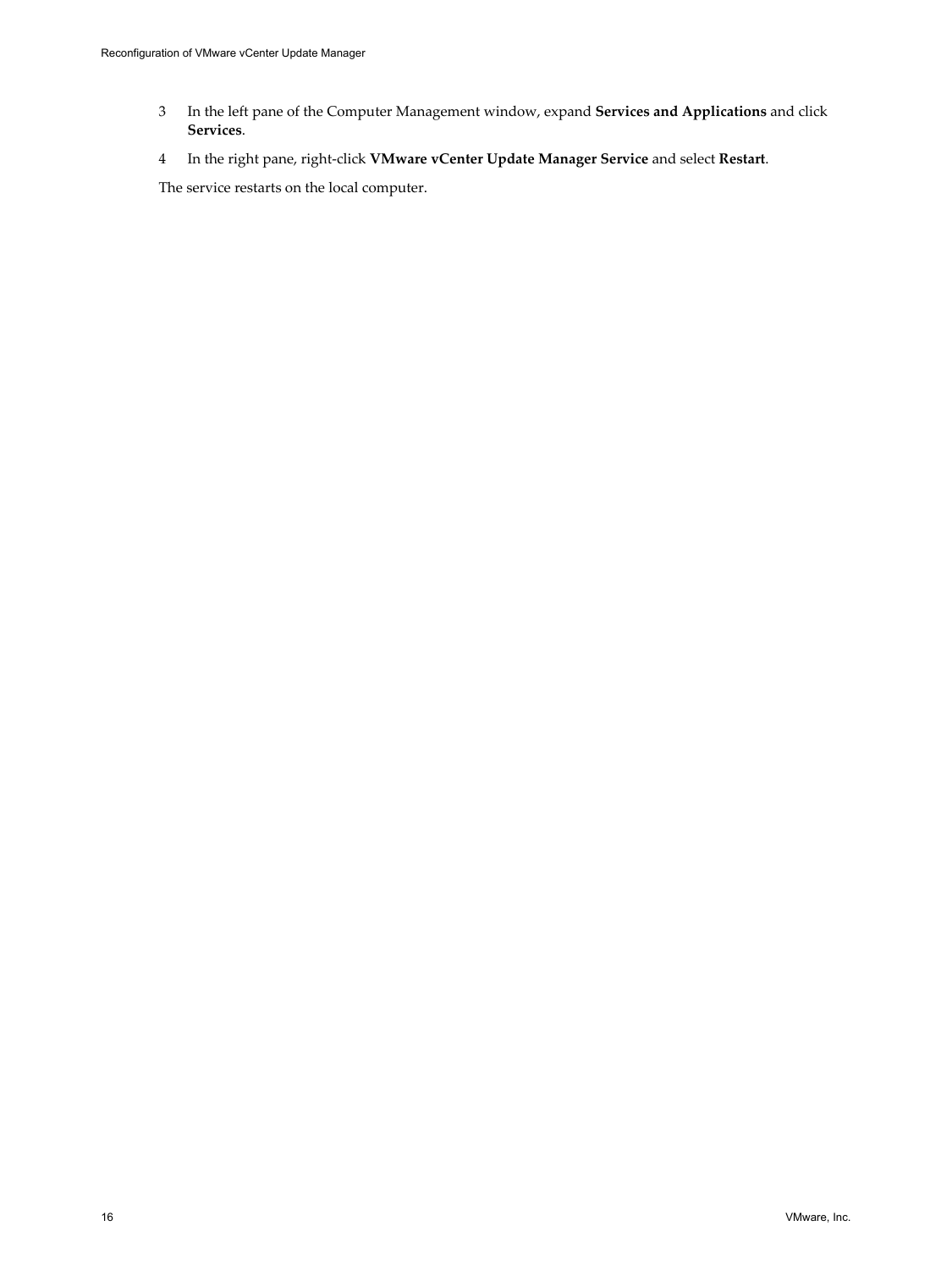3. In the left pane of the Computer Management window, expand **Services and Applications** and click **Services**.
4. In the right pane, right-click **VMware vCenter Update Manager Service** and select **Restart**.

The service restarts on the local computer.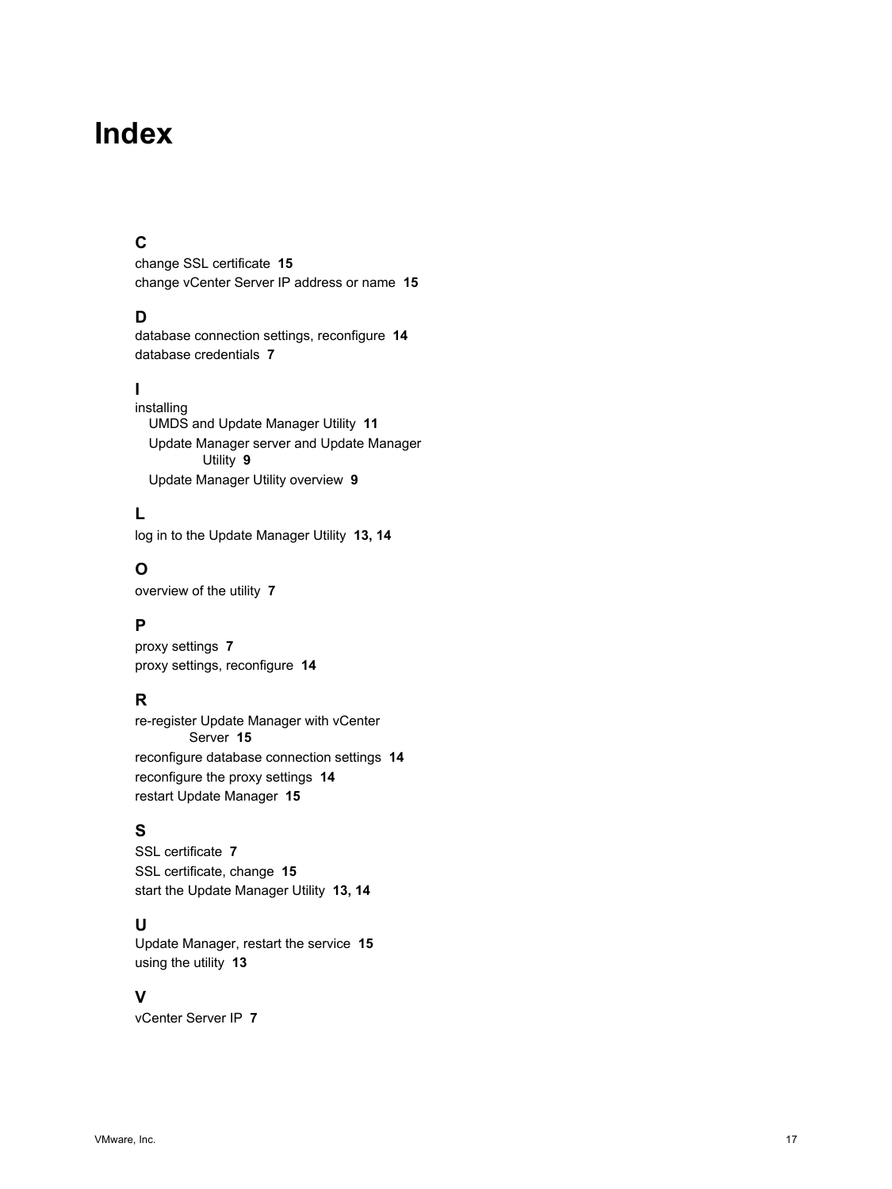# Index

## C

change SSL certificate **15**
change vCenter Server IP address or name **15**

## D

database connection settings, reconfigure **14**
database credentials **7**

## I

installing
- UMDS and Update Manager Utility **11**
- Update Manager server and Update Manager Utility **9**
- Update Manager Utility overview **9**

## L

log in to the Update Manager Utility **13, 14**

## O

overview of the utility **7**

## P

proxy settings **7**
proxy settings, reconfigure **14**

## R

re-register Update Manager with vCenter Server **15**
reconfigure database connection settings **14**
reconfigure the proxy settings **14**
restart Update Manager **15**

## S

SSL certificate **7**
SSL certificate, change **15**
start the Update Manager Utility **13, 14**

## U

Update Manager, restart the service **15**
using the utility **13**

## V

vCenter Server IP **7**